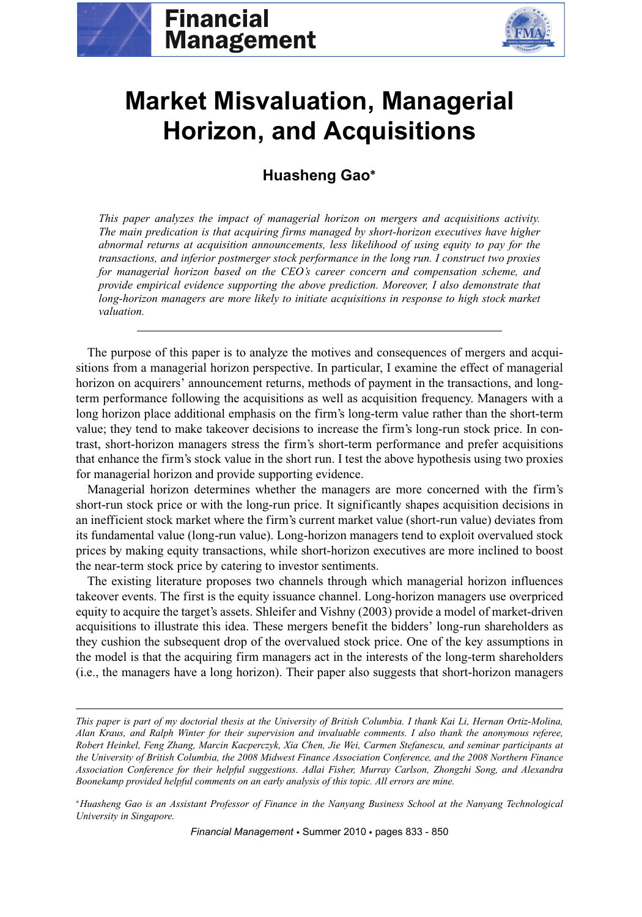# Market Misvaluation, Managerial Horizon, and Acquisitions

**Huasheng Gao***

*This paper analyzes the impact of managerial horizon on mergers and acquisitions activity. The main predication is that acquiring firms managed by short-horizon executives have higher abnormal returns at acquisition announcements, less likelihood of using equity to pay for the transactions, and inferior postmerger stock performance in the long run. I construct two proxies for managerial horizon based on the CEO's career concern and compensation scheme, and provide empirical evidence supporting the above prediction. Moreover, I also demonstrate that long-horizon managers are more likely to initiate acquisitions in response to high stock market valuation.*

---

The purpose of this paper is to analyze the motives and consequences of mergers and acquisitions from a managerial horizon perspective. In particular, I examine the effect of managerial horizon on acquirers' announcement returns, methods of payment in the transactions, and long-term performance following the acquisitions as well as acquisition frequency. Managers with a long horizon place additional emphasis on the firm's long-term value rather than the short-term value; they tend to make takeover decisions to increase the firm's long-run stock price. In contrast, short-horizon managers stress the firm's short-term performance and prefer acquisitions that enhance the firm's stock value in the short run. I test the above hypothesis using two proxies for managerial horizon and provide supporting evidence.

Managerial horizon determines whether the managers are more concerned with the firm's short-run stock price or with the long-run price. It significantly shapes acquisition decisions in an inefficient stock market where the firm's current market value (short-run value) deviates from its fundamental value (long-run value). Long-horizon managers tend to exploit overvalued stock prices by making equity transactions, while short-horizon executives are more inclined to boost the near-term stock price by catering to investor sentiments.

The existing literature proposes two channels through which managerial horizon influences takeover events. The first is the equity issuance channel. Long-horizon managers use overpriced equity to acquire the target's assets. Shleifer and Vishny (2003) provide a model of market-driven acquisitions to illustrate this idea. These mergers benefit the bidders' long-run shareholders as they cushion the subsequent drop of the overvalued stock price. One of the key assumptions in the model is that the acquiring firm managers act in the interests of the long-term shareholders (i.e., the managers have a long horizon). Their paper also suggests that short-horizon managers

---

*This paper is part of my doctorial thesis at the University of British Columbia. I thank Kai Li, Hernan Ortiz-Molina, Alan Kraus, and Ralph Winter for their supervision and invaluable comments. I also thank the anonymous referee, Robert Heinkel, Feng Zhang, Marcin Kacperczyk, Xia Chen, Jie Wei, Carmen Stefanescu, and seminar participants at the University of British Columbia, the 2008 Midwest Finance Association Conference, and the 2008 Northern Finance Association Conference for their helpful suggestions. Adlai Fisher, Murray Carlson, Zhongzhi Song, and Alexandra Boonekamp provided helpful comments on an early analysis of this topic. All errors are mine.*

*Huasheng Gao is an Assistant Professor of Finance in the Nanyang Business School at the Nanyang Technological University in Singapore.*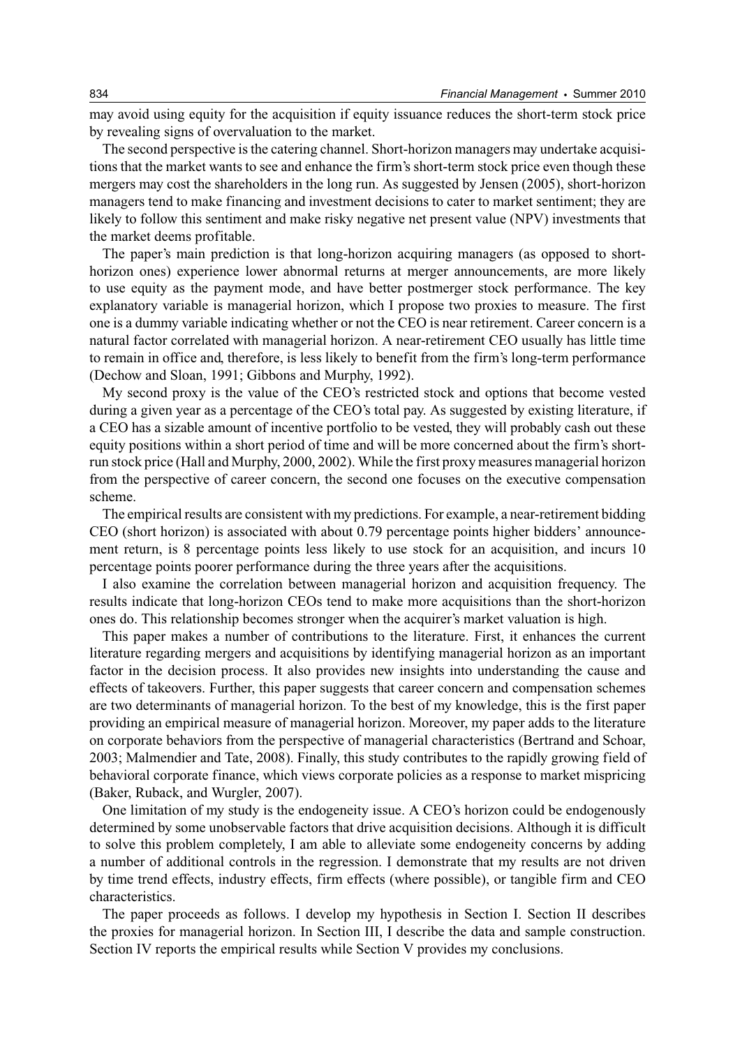may avoid using equity for the acquisition if equity issuance reduces the short-term stock price by revealing signs of overvaluation to the market.

The second perspective is the catering channel. Short-horizon managers may undertake acquisitions that the market wants to see and enhance the firm's short-term stock price even though these mergers may cost the shareholders in the long run. As suggested by Jensen (2005), short-horizon managers tend to make financing and investment decisions to cater to market sentiment; they are likely to follow this sentiment and make risky negative net present value (NPV) investments that the market deems profitable.

The paper's main prediction is that long-horizon acquiring managers (as opposed to short-horizon ones) experience lower abnormal returns at merger announcements, are more likely to use equity as the payment mode, and have better postmerger stock performance. The key explanatory variable is managerial horizon, which I propose two proxies to measure. The first one is a dummy variable indicating whether or not the CEO is near retirement. Career concern is a natural factor correlated with managerial horizon. A near-retirement CEO usually has little time to remain in office and, therefore, is less likely to benefit from the firm's long-term performance (Dechow and Sloan, 1991; Gibbons and Murphy, 1992).

My second proxy is the value of the CEO's restricted stock and options that become vested during a given year as a percentage of the CEO's total pay. As suggested by existing literature, if a CEO has a sizable amount of incentive portfolio to be vested, they will probably cash out these equity positions within a short period of time and will be more concerned about the firm's short-run stock price (Hall and Murphy, 2000, 2002). While the first proxy measures managerial horizon from the perspective of career concern, the second one focuses on the executive compensation scheme.

The empirical results are consistent with my predictions. For example, a near-retirement bidding CEO (short horizon) is associated with about 0.79 percentage points higher bidders' announcement return, is 8 percentage points less likely to use stock for an acquisition, and incurs 10 percentage points poorer performance during the three years after the acquisitions.

I also examine the correlation between managerial horizon and acquisition frequency. The results indicate that long-horizon CEOs tend to make more acquisitions than the short-horizon ones do. This relationship becomes stronger when the acquirer's market valuation is high.

This paper makes a number of contributions to the literature. First, it enhances the current literature regarding mergers and acquisitions by identifying managerial horizon as an important factor in the decision process. It also provides new insights into understanding the cause and effects of takeovers. Further, this paper suggests that career concern and compensation schemes are two determinants of managerial horizon. To the best of my knowledge, this is the first paper providing an empirical measure of managerial horizon. Moreover, my paper adds to the literature on corporate behaviors from the perspective of managerial characteristics (Bertrand and Schoar, 2003; Malmendier and Tate, 2008). Finally, this study contributes to the rapidly growing field of behavioral corporate finance, which views corporate policies as a response to market mispricing (Baker, Ruback, and Wurgler, 2007).

One limitation of my study is the endogeneity issue. A CEO's horizon could be endogenously determined by some unobservable factors that drive acquisition decisions. Although it is difficult to solve this problem completely, I am able to alleviate some endogeneity concerns by adding a number of additional controls in the regression. I demonstrate that my results are not driven by time trend effects, industry effects, firm effects (where possible), or tangible firm and CEO characteristics.

The paper proceeds as follows. I develop my hypothesis in Section I. Section II describes the proxies for managerial horizon. In Section III, I describe the data and sample construction. Section IV reports the empirical results while Section V provides my conclusions.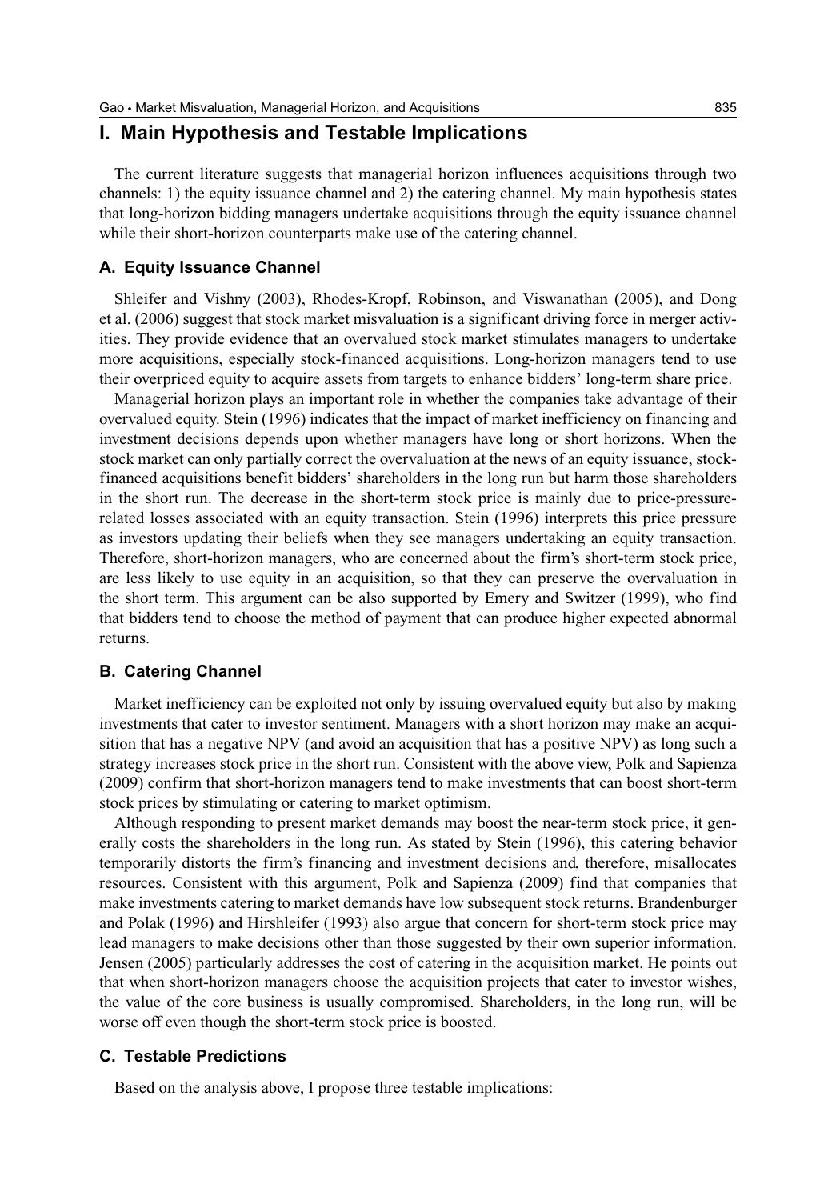## I. Main Hypothesis and Testable Implications

The current literature suggests that managerial horizon influences acquisitions through two channels: 1) the equity issuance channel and 2) the catering channel. My main hypothesis states that long-horizon bidding managers undertake acquisitions through the equity issuance channel while their short-horizon counterparts make use of the catering channel.

### A. Equity Issuance Channel

Shleifer and Vishny (2003), Rhodes-Kropf, Robinson, and Viswanathan (2005), and Dong et al. (2006) suggest that stock market misvaluation is a significant driving force in merger activities. They provide evidence that an overvalued stock market stimulates managers to undertake more acquisitions, especially stock-financed acquisitions. Long-horizon managers tend to use their overpriced equity to acquire assets from targets to enhance bidders' long-term share price.

Managerial horizon plays an important role in whether the companies take advantage of their overvalued equity. Stein (1996) indicates that the impact of market inefficiency on financing and investment decisions depends upon whether managers have long or short horizons. When the stock market can only partially correct the overvaluation at the news of an equity issuance, stock-financed acquisitions benefit bidders' shareholders in the long run but harm those shareholders in the short run. The decrease in the short-term stock price is mainly due to price-pressure-related losses associated with an equity transaction. Stein (1996) interprets this price pressure as investors updating their beliefs when they see managers undertaking an equity transaction. Therefore, short-horizon managers, who are concerned about the firm's short-term stock price, are less likely to use equity in an acquisition, so that they can preserve the overvaluation in the short term. This argument can be also supported by Emery and Switzer (1999), who find that bidders tend to choose the method of payment that can produce higher expected abnormal returns.

### B. Catering Channel

Market inefficiency can be exploited not only by issuing overvalued equity but also by making investments that cater to investor sentiment. Managers with a short horizon may make an acquisition that has a negative NPV (and avoid an acquisition that has a positive NPV) as long such a strategy increases stock price in the short run. Consistent with the above view, Polk and Sapienza (2009) confirm that short-horizon managers tend to make investments that can boost short-term stock prices by stimulating or catering to market optimism.

Although responding to present market demands may boost the near-term stock price, it generally costs the shareholders in the long run. As stated by Stein (1996), this catering behavior temporarily distorts the firm's financing and investment decisions and, therefore, misallocates resources. Consistent with this argument, Polk and Sapienza (2009) find that companies that make investments catering to market demands have low subsequent stock returns. Brandenburger and Polak (1996) and Hirshleifer (1993) also argue that concern for short-term stock price may lead managers to make decisions other than those suggested by their own superior information. Jensen (2005) particularly addresses the cost of catering in the acquisition market. He points out that when short-horizon managers choose the acquisition projects that cater to investor wishes, the value of the core business is usually compromised. Shareholders, in the long run, will be worse off even though the short-term stock price is boosted.

### C. Testable Predictions

Based on the analysis above, I propose three testable implications: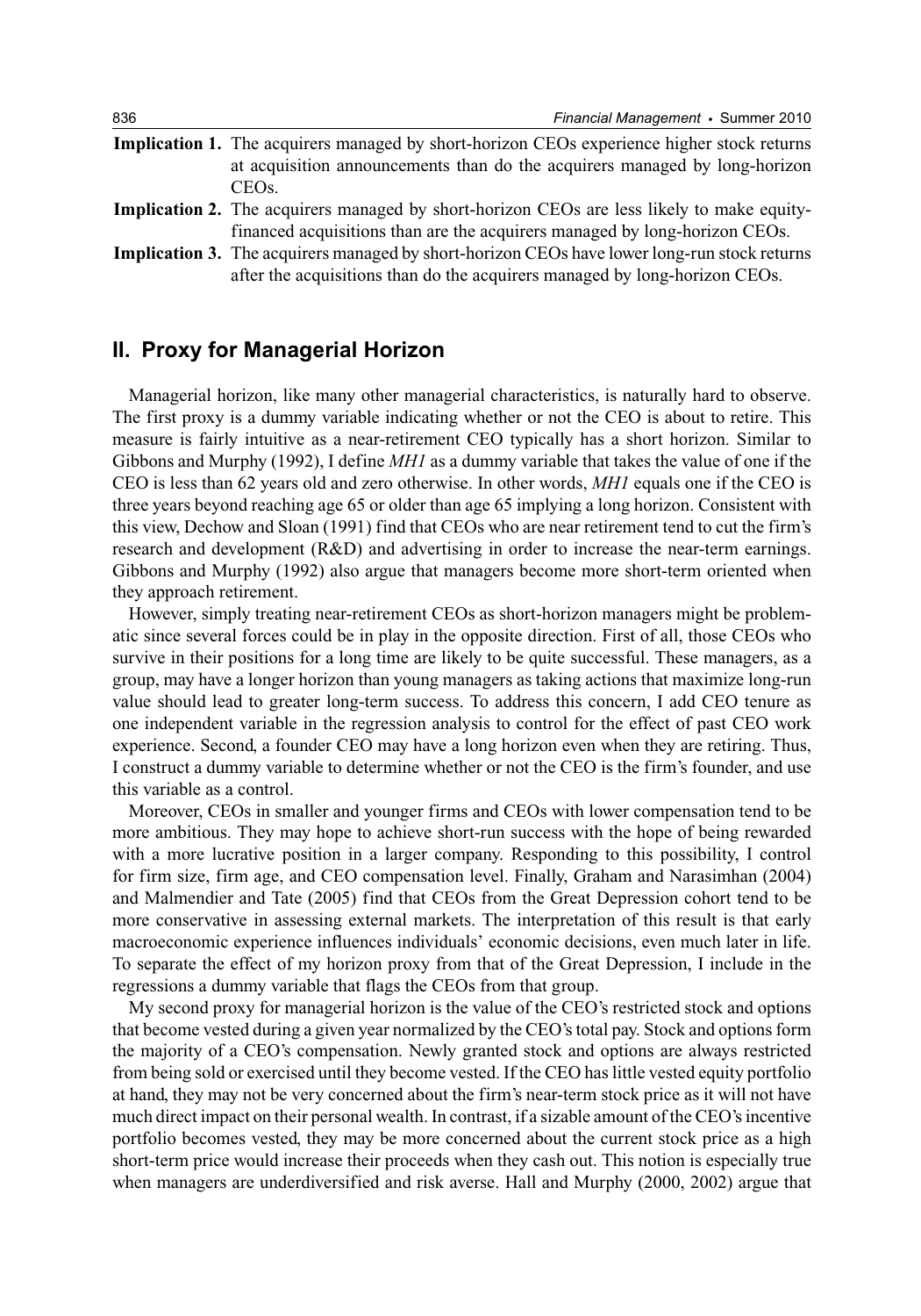**Implication 1.** The acquirers managed by short-horizon CEOs experience higher stock returns at acquisition announcements than do the acquirers managed by long-horizon CEOs.

**Implication 2.** The acquirers managed by short-horizon CEOs are less likely to make equity-financed acquisitions than are the acquirers managed by long-horizon CEOs.

**Implication 3.** The acquirers managed by short-horizon CEOs have lower long-run stock returns after the acquisitions than do the acquirers managed by long-horizon CEOs.

## II. Proxy for Managerial Horizon

Managerial horizon, like many other managerial characteristics, is naturally hard to observe. The first proxy is a dummy variable indicating whether or not the CEO is about to retire. This measure is fairly intuitive as a near-retirement CEO typically has a short horizon. Similar to Gibbons and Murphy (1992), I define *MH1* as a dummy variable that takes the value of one if the CEO is less than 62 years old and zero otherwise. In other words, *MH1* equals one if the CEO is three years beyond reaching age 65 or older than age 65 implying a long horizon. Consistent with this view, Dechow and Sloan (1991) find that CEOs who are near retirement tend to cut the firm's research and development (R&D) and advertising in order to increase the near-term earnings. Gibbons and Murphy (1992) also argue that managers become more short-term oriented when they approach retirement.

However, simply treating near-retirement CEOs as short-horizon managers might be problematic since several forces could be in play in the opposite direction. First of all, those CEOs who survive in their positions for a long time are likely to be quite successful. These managers, as a group, may have a longer horizon than young managers as taking actions that maximize long-run value should lead to greater long-term success. To address this concern, I add CEO tenure as one independent variable in the regression analysis to control for the effect of past CEO work experience. Second, a founder CEO may have a long horizon even when they are retiring. Thus, I construct a dummy variable to determine whether or not the CEO is the firm's founder, and use this variable as a control.

Moreover, CEOs in smaller and younger firms and CEOs with lower compensation tend to be more ambitious. They may hope to achieve short-run success with the hope of being rewarded with a more lucrative position in a larger company. Responding to this possibility, I control for firm size, firm age, and CEO compensation level. Finally, Graham and Narasimhan (2004) and Malmendier and Tate (2005) find that CEOs from the Great Depression cohort tend to be more conservative in assessing external markets. The interpretation of this result is that early macroeconomic experience influences individuals' economic decisions, even much later in life. To separate the effect of my horizon proxy from that of the Great Depression, I include in the regressions a dummy variable that flags the CEOs from that group.

My second proxy for managerial horizon is the value of the CEO's restricted stock and options that become vested during a given year normalized by the CEO's total pay. Stock and options form the majority of a CEO's compensation. Newly granted stock and options are always restricted from being sold or exercised until they become vested. If the CEO has little vested equity portfolio at hand, they may not be very concerned about the firm's near-term stock price as it will not have much direct impact on their personal wealth. In contrast, if a sizable amount of the CEO's incentive portfolio becomes vested, they may be more concerned about the current stock price as a high short-term price would increase their proceeds when they cash out. This notion is especially true when managers are underdiversified and risk averse. Hall and Murphy (2000, 2002) argue that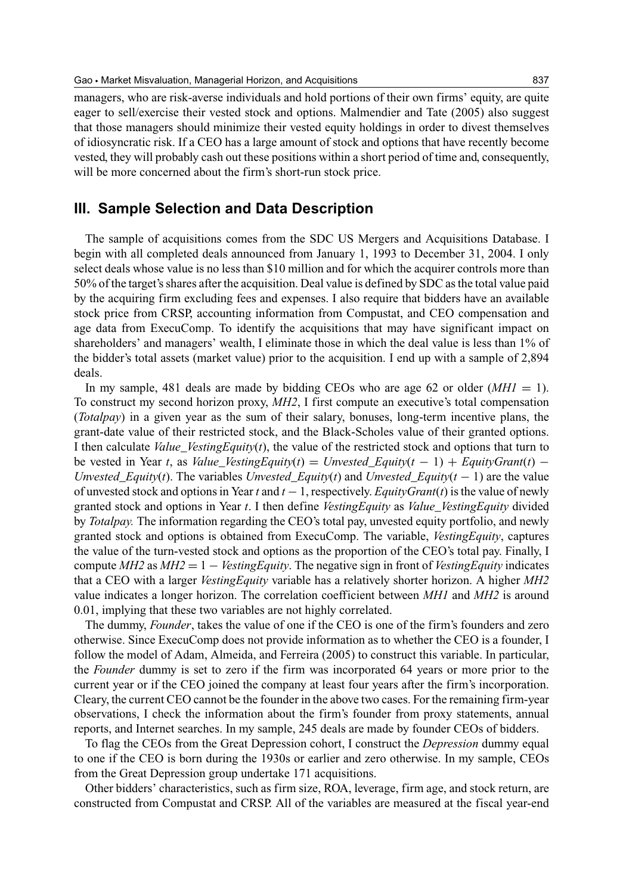managers, who are risk-averse individuals and hold portions of their own firms' equity, are quite eager to sell/exercise their vested stock and options. Malmendier and Tate (2005) also suggest that those managers should minimize their vested equity holdings in order to divest themselves of idiosyncratic risk. If a CEO has a large amount of stock and options that have recently become vested, they will probably cash out these positions within a short period of time and, consequently, will be more concerned about the firm's short-run stock price.

## III. Sample Selection and Data Description

The sample of acquisitions comes from the SDC US Mergers and Acquisitions Database. I begin with all completed deals announced from January 1, 1993 to December 31, 2004. I only select deals whose value is no less than \$10 million and for which the acquirer controls more than 50% of the target's shares after the acquisition. Deal value is defined by SDC as the total value paid by the acquiring firm excluding fees and expenses. I also require that bidders have an available stock price from CRSP, accounting information from Compustat, and CEO compensation and age data from ExecuComp. To identify the acquisitions that may have significant impact on shareholders' and managers' wealth, I eliminate those in which the deal value is less than 1% of the bidder's total assets (market value) prior to the acquisition. I end up with a sample of 2,894 deals.

In my sample, 481 deals are made by bidding CEOs who are age 62 or older ($MH1 = 1$). To construct my second horizon proxy, *MH2*, I first compute an executive's total compensation (*Totalpay*) in a given year as the sum of their salary, bonuses, long-term incentive plans, the grant-date value of their restricted stock, and the Black-Scholes value of their granted options. I then calculate *Value_VestingEquity*($t$), the value of the restricted stock and options that turn to be vested in Year $t$, as $Value\_VestingEquity(t) = Unvested\_Equity(t-1) + EquityGrant(t) - Unvested\_Equity(t)$. The variables *Unvested_Equity*($t$) and *Unvested_Equity*($t-1$) are the value of unvested stock and options in Year $t$ and $t-1$, respectively. *EquityGrant*($t$) is the value of newly granted stock and options in Year $t$. I then define *VestingEquity* as *Value_VestingEquity* divided by *Totalpay.* The information regarding the CEO's total pay, unvested equity portfolio, and newly granted stock and options is obtained from ExecuComp. The variable, *VestingEquity*, captures the value of the turn-vested stock and options as the proportion of the CEO's total pay. Finally, I compute *MH2* as $MH2 = 1 - VestingEquity$. The negative sign in front of *VestingEquity* indicates that a CEO with a larger *VestingEquity* variable has a relatively shorter horizon. A higher *MH2* value indicates a longer horizon. The correlation coefficient between *MH1* and *MH2* is around 0.01, implying that these two variables are not highly correlated.

The dummy, *Founder*, takes the value of one if the CEO is one of the firm's founders and zero otherwise. Since ExecuComp does not provide information as to whether the CEO is a founder, I follow the model of Adam, Almeida, and Ferreira (2005) to construct this variable. In particular, the *Founder* dummy is set to zero if the firm was incorporated 64 years or more prior to the current year or if the CEO joined the company at least four years after the firm's incorporation. Cleary, the current CEO cannot be the founder in the above two cases. For the remaining firm-year observations, I check the information about the firm's founder from proxy statements, annual reports, and Internet searches. In my sample, 245 deals are made by founder CEOs of bidders.

To flag the CEOs from the Great Depression cohort, I construct the *Depression* dummy equal to one if the CEO is born during the 1930s or earlier and zero otherwise. In my sample, CEOs from the Great Depression group undertake 171 acquisitions.

Other bidders' characteristics, such as firm size, ROA, leverage, firm age, and stock return, are constructed from Compustat and CRSP. All of the variables are measured at the fiscal year-end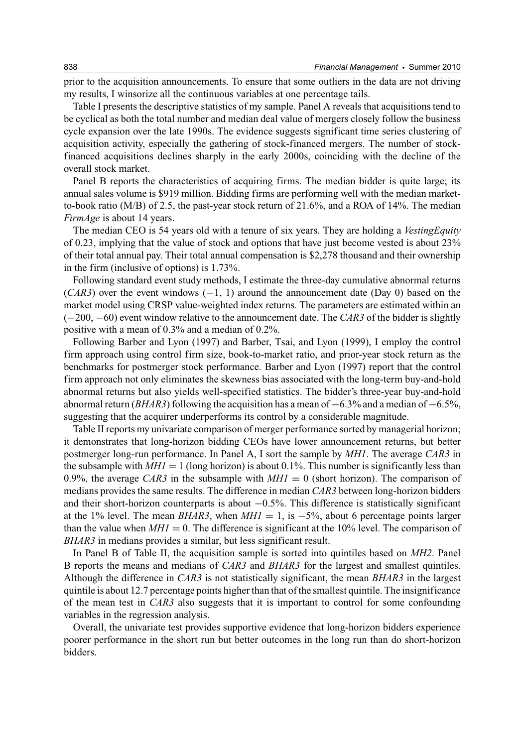prior to the acquisition announcements. To ensure that some outliers in the data are not driving my results, I winsorize all the continuous variables at one percentage tails.

Table I presents the descriptive statistics of my sample. Panel A reveals that acquisitions tend to be cyclical as both the total number and median deal value of mergers closely follow the business cycle expansion over the late 1990s. The evidence suggests significant time series clustering of acquisition activity, especially the gathering of stock-financed mergers. The number of stock-financed acquisitions declines sharply in the early 2000s, coinciding with the decline of the overall stock market.

Panel B reports the characteristics of acquiring firms. The median bidder is quite large; its annual sales volume is $919 million. Bidding firms are performing well with the median market-to-book ratio (M/B) of 2.5, the past-year stock return of 21.6%, and a ROA of 14%. The median *FirmAge* is about 14 years.

The median CEO is 54 years old with a tenure of six years. They are holding a *VestingEquity* of 0.23, implying that the value of stock and options that have just become vested is about 23% of their total annual pay. Their total annual compensation is $2,278 thousand and their ownership in the firm (inclusive of options) is 1.73%.

Following standard event study methods, I estimate the three-day cumulative abnormal returns (*CAR3*) over the event windows ($-1$, 1) around the announcement date (Day 0) based on the market model using CRSP value-weighted index returns. The parameters are estimated within an ($-200$, $-60$) event window relative to the announcement date. The *CAR3* of the bidder is slightly positive with a mean of 0.3% and a median of 0.2%.

Following Barber and Lyon (1997) and Barber, Tsai, and Lyon (1999), I employ the control firm approach using control firm size, book-to-market ratio, and prior-year stock return as the benchmarks for postmerger stock performance. Barber and Lyon (1997) report that the control firm approach not only eliminates the skewness bias associated with the long-term buy-and-hold abnormal returns but also yields well-specified statistics. The bidder's three-year buy-and-hold abnormal return (*BHAR3*) following the acquisition has a mean of $-6.3$% and a median of $-6.5$%, suggesting that the acquirer underperforms its control by a considerable magnitude.

Table II reports my univariate comparison of merger performance sorted by managerial horizon; it demonstrates that long-horizon bidding CEOs have lower announcement returns, but better postmerger long-run performance. In Panel A, I sort the sample by *MH1*. The average *CAR3* in the subsample with $MH1 = 1$ (long horizon) is about 0.1%. This number is significantly less than 0.9%, the average *CAR3* in the subsample with $MH1 = 0$ (short horizon). The comparison of medians provides the same results. The difference in median *CAR3* between long-horizon bidders and their short-horizon counterparts is about $-0.5$%. This difference is statistically significant at the 1% level. The mean *BHAR3*, when $MH1 = 1$, is $-5$%, about 6 percentage points larger than the value when $MH1 = 0$. The difference is significant at the 10% level. The comparison of *BHAR3* in medians provides a similar, but less significant result.

In Panel B of Table II, the acquisition sample is sorted into quintiles based on *MH2*. Panel B reports the means and medians of *CAR3* and *BHAR3* for the largest and smallest quintiles. Although the difference in *CAR3* is not statistically significant, the mean *BHAR3* in the largest quintile is about 12.7 percentage points higher than that of the smallest quintile. The insignificance of the mean test in *CAR3* also suggests that it is important to control for some confounding variables in the regression analysis.

Overall, the univariate test provides supportive evidence that long-horizon bidders experience poorer performance in the short run but better outcomes in the long run than do short-horizon bidders.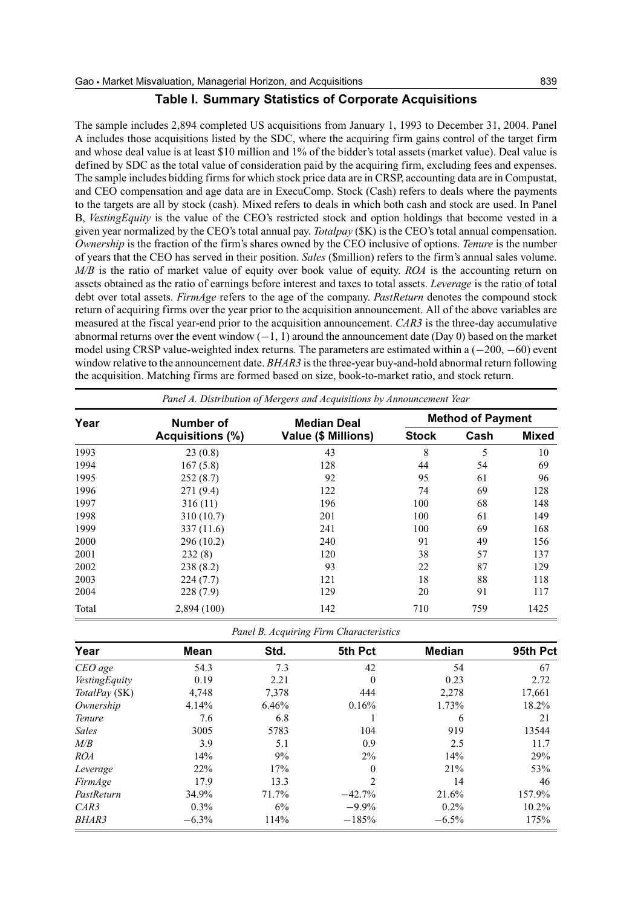## Table I. Summary Statistics of Corporate Acquisitions

The sample includes 2,894 completed US acquisitions from January 1, 1993 to December 31, 2004. Panel A includes those acquisitions listed by the SDC, where the acquiring firm gains control of the target firm and whose deal value is at least \$10 million and 1% of the bidder's total assets (market value). Deal value is defined by SDC as the total value of consideration paid by the acquiring firm, excluding fees and expenses. The sample includes bidding firms for which stock price data are in CRSP, accounting data are in Compustat, and CEO compensation and age data are in ExecuComp. Stock (Cash) refers to deals where the payments to the targets are all by stock (cash). Mixed refers to deals in which both cash and stock are used. In Panel B, *VestingEquity* is the value of the CEO's restricted stock and option holdings that become vested in a given year normalized by the CEO's total annual pay. *Totalpay* (\$K) is the CEO's total annual compensation. *Ownership* is the fraction of the firm's shares owned by the CEO inclusive of options. *Tenure* is the number of years that the CEO has served in their position. *Sales* (\$million) refers to the firm's annual sales volume. *M/B* is the ratio of market value of equity over book value of equity. *ROA* is the accounting return on assets obtained as the ratio of earnings before interest and taxes to total assets. *Leverage* is the ratio of total debt over total assets. *FirmAge* refers to the age of the company. *PastReturn* denotes the compound stock return of acquiring firms over the year prior to the acquisition announcement. All of the above variables are measured at the fiscal year-end prior to the acquisition announcement. *CAR3* is the three-day accumulative abnormal returns over the event window (−1, 1) around the announcement date (Day 0) based on the market model using CRSP value-weighted index returns. The parameters are estimated within a (−200, −60) event window relative to the announcement date. *BHAR3* is the three-year buy-and-hold abnormal return following the acquisition. Matching firms are formed based on size, book-to-market ratio, and stock return.

*Panel A. Distribution of Mergers and Acquisitions by Announcement Year*

| Year | Number of Acquisitions (%) | Median Deal Value (\$ Millions) | Method of Payment | | |
|---|---|---|---|---|---|
| | | | Stock | Cash | Mixed |
| 1993 | 23 (0.8) | 43 | 8 | 5 | 10 |
| 1994 | 167 (5.8) | 128 | 44 | 54 | 69 |
| 1995 | 252 (8.7) | 92 | 95 | 61 | 96 |
| 1996 | 271 (9.4) | 122 | 74 | 69 | 128 |
| 1997 | 316 (11) | 196 | 100 | 68 | 148 |
| 1998 | 310 (10.7) | 201 | 100 | 61 | 149 |
| 1999 | 337 (11.6) | 241 | 100 | 69 | 168 |
| 2000 | 296 (10.2) | 240 | 91 | 49 | 156 |
| 2001 | 232 (8) | 120 | 38 | 57 | 137 |
| 2002 | 238 (8.2) | 93 | 22 | 87 | 129 |
| 2003 | 224 (7.7) | 121 | 18 | 88 | 118 |
| 2004 | 228 (7.9) | 129 | 20 | 91 | 117 |
| Total | 2,894 (100) | 142 | 710 | 759 | 1425 |

*Panel B. Acquiring Firm Characteristics*

| Year | Mean | Std. | 5th Pct | Median | 95th Pct |
|---|---|---|---|---|---|
| *CEO age* | 54.3 | 7.3 | 42 | 54 | 67 |
| *VestingEquity* | 0.19 | 2.21 | 0 | 0.23 | 2.72 |
| *TotalPay* (\$K) | 4,748 | 7,378 | 444 | 2,278 | 17,661 |
| *Ownership* | 4.14% | 6.46% | 0.16% | 1.73% | 18.2% |
| *Tenure* | 7.6 | 6.8 | 1 | 6 | 21 |
| *Sales* | 3005 | 5783 | 104 | 919 | 13544 |
| *M/B* | 3.9 | 5.1 | 0.9 | 2.5 | 11.7 |
| *ROA* | 14% | 9% | 2% | 14% | 29% |
| *Leverage* | 22% | 17% | 0 | 21% | 53% |
| *FirmAge* | 17.9 | 13.3 | 2 | 14 | 46 |
| *PastReturn* | 34.9% | 71.7% | −42.7% | 21.6% | 157.9% |
| *CAR3* | 0.3% | 6% | −9.9% | 0.2% | 10.2% |
| *BHAR3* | −6.3% | 114% | −185% | −6.5% | 175% |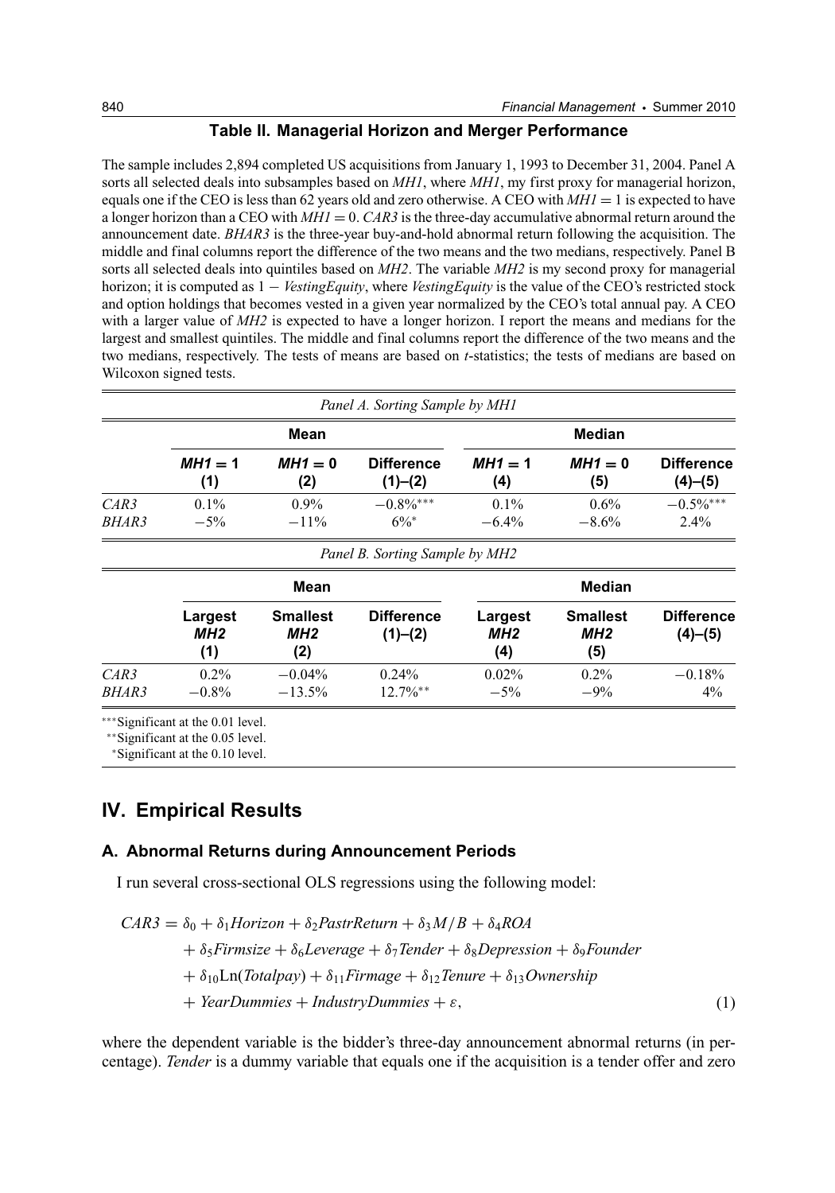**Table II. Managerial Horizon and Merger Performance**

The sample includes 2,894 completed US acquisitions from January 1, 1993 to December 31, 2004. Panel A sorts all selected deals into subsamples based on *MH1*, where *MH1*, my first proxy for managerial horizon, equals one if the CEO is less than 62 years old and zero otherwise. A CEO with $MH1 = 1$ is expected to have a longer horizon than a CEO with $MH1 = 0$. *CAR3* is the three-day accumulative abnormal return around the announcement date. *BHAR3* is the three-year buy-and-hold abnormal return following the acquisition. The middle and final columns report the difference of the two means and the two medians, respectively. Panel B sorts all selected deals into quintiles based on *MH2*. The variable *MH2* is my second proxy for managerial horizon; it is computed as $1 - VestingEquity$, where *VestingEquity* is the value of the CEO's restricted stock and option holdings that becomes vested in a given year normalized by the CEO's total annual pay. A CEO with a larger value of *MH2* is expected to have a longer horizon. I report the means and medians for the largest and smallest quintiles. The middle and final columns report the difference of the two means and the two medians, respectively. The tests of means are based on *t*-statistics; the tests of medians are based on Wilcoxon signed tests.

*Panel A. Sorting Sample by MH1*

| | Mean | | | Median | | |
|---|---|---|---|---|---|---|
| | $MH1 = 1$ (1) | $MH1 = 0$ (2) | Difference (1)–(2) | $MH1 = 1$ (4) | $MH1 = 0$ (5) | Difference (4)–(5) |
| *CAR3* | 0.1% | 0.9% | −0.8%*** | 0.1% | 0.6% | −0.5%*** |
| *BHAR3* | −5% | −11% | 6%* | −6.4% | −8.6% | 2.4% |

*Panel B. Sorting Sample by MH2*

| | Mean | | | Median | | |
|---|---|---|---|---|---|---|
| | Largest *MH2* (1) | Smallest *MH2* (2) | Difference (1)–(2) | Largest *MH2* (4) | Smallest *MH2* (5) | Difference (4)–(5) |
| *CAR3* | 0.2% | −0.04% | 0.24% | 0.02% | 0.2% | −0.18% |
| *BHAR3* | −0.8% | −13.5% | 12.7%** | −5% | −9% | 4% |

***Significant at the 0.01 level.
**Significant at the 0.05 level.
*Significant at the 0.10 level.

## IV. Empirical Results

### A. Abnormal Returns during Announcement Periods

I run several cross-sectional OLS regressions using the following model:

$$
\begin{aligned}
CAR3 = {} & \delta_0 + \delta_1 Horizon + \delta_2 PastrReturn + \delta_3 M/B + \delta_4 ROA \\
& + \delta_5 Firmsize + \delta_6 Leverage + \delta_7 Tender + \delta_8 Depression + \delta_9 Founder \\
& + \delta_{10} \mathrm{Ln}(Totalpay) + \delta_{11} Firmage + \delta_{12} Tenure + \delta_{13} Ownership \\
& + YearDummies + IndustryDummies + \varepsilon,
\end{aligned} \tag{1}
$$

where the dependent variable is the bidder's three-day announcement abnormal returns (in percentage). *Tender* is a dummy variable that equals one if the acquisition is a tender offer and zero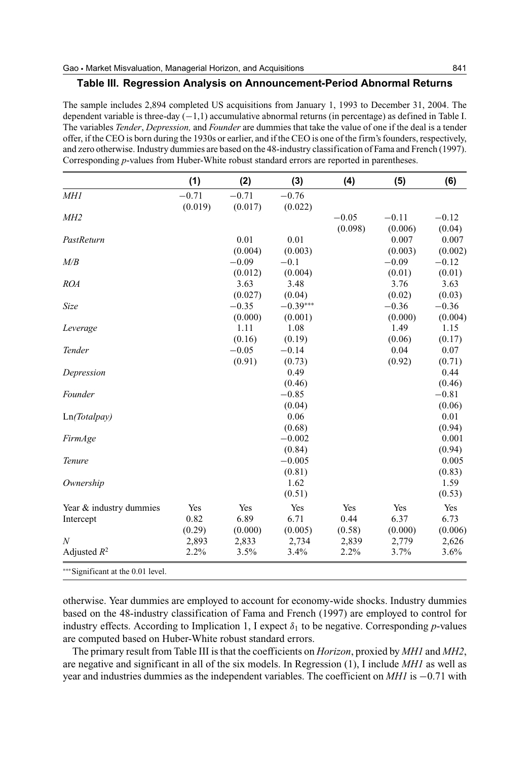## Table III. Regression Analysis on Announcement-Period Abnormal Returns

The sample includes 2,894 completed US acquisitions from January 1, 1993 to December 31, 2004. The dependent variable is three-day (−1,1) accumulative abnormal returns (in percentage) as defined in Table I. The variables *Tender*, *Depression,* and *Founder* are dummies that take the value of one if the deal is a tender offer, if the CEO is born during the 1930s or earlier, and if the CEO is one of the firm's founders, respectively, and zero otherwise. Industry dummies are based on the 48-industry classification of Fama and French (1997). Corresponding *p*-values from Huber-White robust standard errors are reported in parentheses.

| | (1) | (2) | (3) | (4) | (5) | (6) |
|---|---|---|---|---|---|---|
| *MH1* | −0.71 | −0.71 | −0.76 | | | |
| | (0.019) | (0.017) | (0.022) | | | |
| *MH2* | | | | −0.05 | −0.11 | −0.12 |
| | | | | (0.098) | (0.006) | (0.04) |
| *PastReturn* | | 0.01 | 0.01 | | 0.007 | 0.007 |
| | | (0.004) | (0.003) | | (0.003) | (0.002) |
| *M/B* | | −0.09 | −0.1 | | −0.09 | −0.12 |
| | | (0.012) | (0.004) | | (0.01) | (0.01) |
| *ROA* | | 3.63 | 3.48 | | 3.76 | 3.63 |
| | | (0.027) | (0.04) | | (0.02) | (0.03) |
| *Size* | | −0.35 | −0.39*** | | −0.36 | −0.36 |
| | | (0.000) | (0.001) | | (0.000) | (0.004) |
| *Leverage* | | 1.11 | 1.08 | | 1.49 | 1.15 |
| | | (0.16) | (0.19) | | (0.06) | (0.17) |
| *Tender* | | −0.05 | −0.14 | | 0.04 | 0.07 |
| | | (0.91) | (0.73) | | (0.92) | (0.71) |
| *Depression* | | | 0.49 | | | 0.44 |
| | | | (0.46) | | | (0.46) |
| *Founder* | | | −0.85 | | | −0.81 |
| | | | (0.04) | | | (0.06) |
| Ln*(Totalpay)* | | | 0.06 | | | 0.01 |
| | | | (0.68) | | | (0.94) |
| *FirmAge* | | | −0.002 | | | 0.001 |
| | | | (0.84) | | | (0.94) |
| *Tenure* | | | −0.005 | | | 0.005 |
| | | | (0.81) | | | (0.83) |
| *Ownership* | | | 1.62 | | | 1.59 |
| | | | (0.51) | | | (0.53) |
| Year & industry dummies | Yes | Yes | Yes | Yes | Yes | Yes |
| Intercept | 0.82 | 6.89 | 6.71 | 0.44 | 6.37 | 6.73 |
| | (0.29) | (0.000) | (0.005) | (0.58) | (0.000) | (0.006) |
| $N$ | 2,893 | 2,833 | 2,734 | 2,839 | 2,779 | 2,626 |
| Adjusted $R^2$ | 2.2% | 3.5% | 3.4% | 2.2% | 3.7% | 3.6% |

***Significant at the 0.01 level.

otherwise. Year dummies are employed to account for economy-wide shocks. Industry dummies based on the 48-industry classification of Fama and French (1997) are employed to control for industry effects. According to Implication 1, I expect $\delta_1$ to be negative. Corresponding *p*-values are computed based on Huber-White robust standard errors.

The primary result from Table III is that the coefficients on *Horizon*, proxied by *MH1* and *MH2*, are negative and significant in all of the six models. In Regression (1), I include *MH1* as well as year and industries dummies as the independent variables. The coefficient on *MH1* is −0.71 with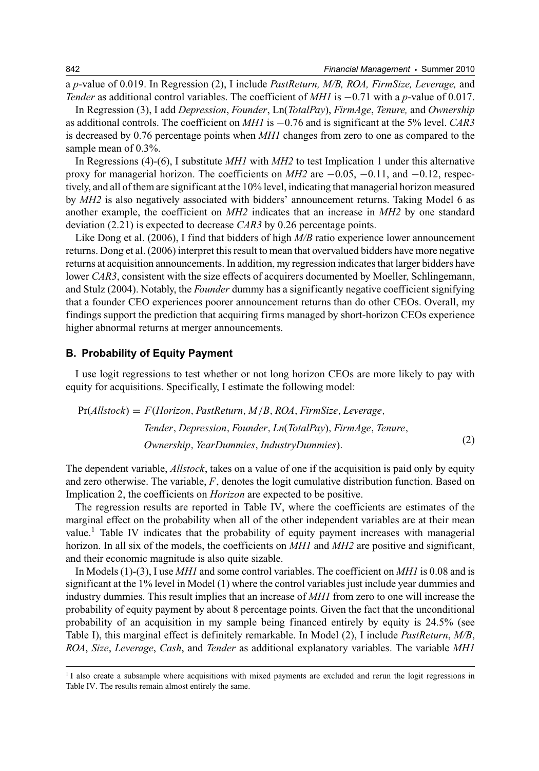a *p*-value of 0.019. In Regression (2), I include *PastReturn, M/B, ROA, FirmSize, Leverage,* and *Tender* as additional control variables. The coefficient of *MH1* is −0.71 with a *p*-value of 0.017.

In Regression (3), I add *Depression*, *Founder*, Ln(*TotalPay*), *FirmAge*, *Tenure,* and *Ownership* as additional controls. The coefficient on *MH1* is −0.76 and is significant at the 5% level. *CAR3* is decreased by 0.76 percentage points when *MH1* changes from zero to one as compared to the sample mean of 0.3%.

In Regressions (4)-(6), I substitute *MH1* with *MH2* to test Implication 1 under this alternative proxy for managerial horizon. The coefficients on *MH2* are −0.05, −0.11, and −0.12, respectively, and all of them are significant at the 10% level, indicating that managerial horizon measured by *MH2* is also negatively associated with bidders' announcement returns. Taking Model 6 as another example, the coefficient on *MH2* indicates that an increase in *MH2* by one standard deviation (2.21) is expected to decrease *CAR3* by 0.26 percentage points.

Like Dong et al. (2006), I find that bidders of high *M/B* ratio experience lower announcement returns. Dong et al. (2006) interpret this result to mean that overvalued bidders have more negative returns at acquisition announcements. In addition, my regression indicates that larger bidders have lower *CAR3*, consistent with the size effects of acquirers documented by Moeller, Schlingemann, and Stulz (2004). Notably, the *Founder* dummy has a significantly negative coefficient signifying that a founder CEO experiences poorer announcement returns than do other CEOs. Overall, my findings support the prediction that acquiring firms managed by short-horizon CEOs experience higher abnormal returns at merger announcements.

### B. Probability of Equity Payment

I use logit regressions to test whether or not long horizon CEOs are more likely to pay with equity for acquisitions. Specifically, I estimate the following model:

$$
\begin{aligned}
\Pr(\mathit{Allstock}) = F(&\mathit{Horizon}, \mathit{PastReturn}, M/B, \mathit{ROA}, \mathit{FirmSize}, \mathit{Leverage},\\
&\mathit{Tender}, \mathit{Depression}, \mathit{Founder}, \mathit{Ln}(\mathit{TotalPay}), \mathit{FirmAge}, \mathit{Tenure},\\
&\mathit{Ownership}, \mathit{YearDummies}, \mathit{IndustryDummies}).
\end{aligned} \tag{2}
$$

The dependent variable, *Allstock*, takes on a value of one if the acquisition is paid only by equity and zero otherwise. The variable, $F$, denotes the logit cumulative distribution function. Based on Implication 2, the coefficients on *Horizon* are expected to be positive.

The regression results are reported in Table IV, where the coefficients are estimates of the marginal effect on the probability when all of the other independent variables are at their mean value.[1] Table IV indicates that the probability of equity payment increases with managerial horizon. In all six of the models, the coefficients on *MH1* and *MH2* are positive and significant, and their economic magnitude is also quite sizable.

In Models (1)-(3), I use *MH1* and some control variables. The coefficient on *MH1* is 0.08 and is significant at the 1% level in Model (1) where the control variables just include year dummies and industry dummies. This result implies that an increase of *MH1* from zero to one will increase the probability of equity payment by about 8 percentage points. Given the fact that the unconditional probability of an acquisition in my sample being financed entirely by equity is 24.5% (see Table I), this marginal effect is definitely remarkable. In Model (2), I include *PastReturn*, *M/B*, *ROA*, *Size*, *Leverage*, *Cash*, and *Tender* as additional explanatory variables. The variable *MH1*

[1] I also create a subsample where acquisitions with mixed payments are excluded and rerun the logit regressions in Table IV. The results remain almost entirely the same.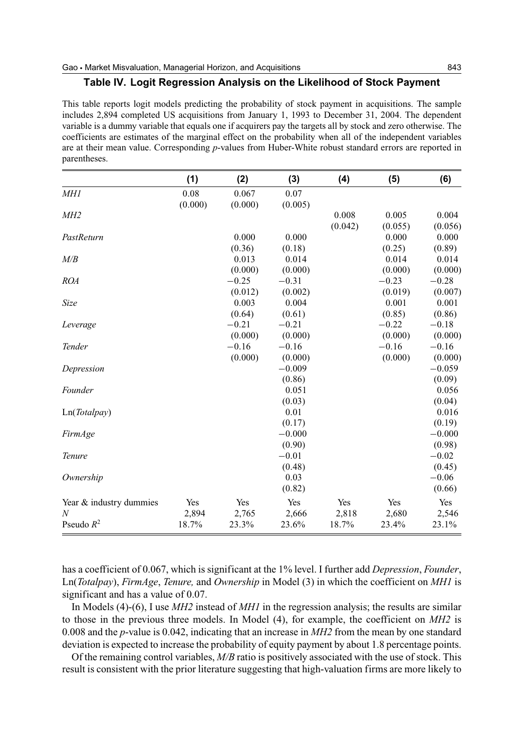## Table IV. Logit Regression Analysis on the Likelihood of Stock Payment

This table reports logit models predicting the probability of stock payment in acquisitions. The sample includes 2,894 completed US acquisitions from January 1, 1993 to December 31, 2004. The dependent variable is a dummy variable that equals one if acquirers pay the targets all by stock and zero otherwise. The coefficients are estimates of the marginal effect on the probability when all of the independent variables are at their mean value. Corresponding *p*-values from Huber-White robust standard errors are reported in parentheses.

| | (1) | (2) | (3) | (4) | (5) | (6) |
|---|---|---|---|---|---|---|
| *MH1* | 0.08 | 0.067 | 0.07 | | | |
| | (0.000) | (0.000) | (0.005) | | | |
| *MH2* | | | | 0.008 | 0.005 | 0.004 |
| | | | | (0.042) | (0.055) | (0.056) |
| *PastReturn* | | 0.000 | 0.000 | | 0.000 | 0.000 |
| | | (0.36) | (0.18) | | (0.25) | (0.89) |
| *M/B* | | 0.013 | 0.014 | | 0.014 | 0.014 |
| | | (0.000) | (0.000) | | (0.000) | (0.000) |
| *ROA* | | −0.25 | −0.31 | | −0.23 | −0.28 |
| | | (0.012) | (0.002) | | (0.019) | (0.007) |
| *Size* | | 0.003 | 0.004 | | 0.001 | 0.001 |
| | | (0.64) | (0.61) | | (0.85) | (0.86) |
| *Leverage* | | −0.21 | −0.21 | | −0.22 | −0.18 |
| | | (0.000) | (0.000) | | (0.000) | (0.000) |
| *Tender* | | −0.16 | −0.16 | | −0.16 | −0.16 |
| | | (0.000) | (0.000) | | (0.000) | (0.000) |
| *Depression* | | | −0.009 | | | −0.059 |
| | | | (0.86) | | | (0.09) |
| *Founder* | | | 0.051 | | | 0.056 |
| | | | (0.03) | | | (0.04) |
| Ln(*Totalpay*) | | | 0.01 | | | 0.016 |
| | | | (0.17) | | | (0.19) |
| *FirmAge* | | | −0.000 | | | −0.000 |
| | | | (0.90) | | | (0.98) |
| *Tenure* | | | −0.01 | | | −0.02 |
| | | | (0.48) | | | (0.45) |
| *Ownership* | | | 0.03 | | | −0.06 |
| | | | (0.82) | | | (0.66) |
| Year & industry dummies | Yes | Yes | Yes | Yes | Yes | Yes |
| $N$ | 2,894 | 2,765 | 2,666 | 2,818 | 2,680 | 2,546 |
| Pseudo $R^2$ | 18.7% | 23.3% | 23.6% | 18.7% | 23.4% | 23.1% |

has a coefficient of 0.067, which is significant at the 1% level. I further add *Depression*, *Founder*, Ln(*Totalpay*), *FirmAge*, *Tenure,* and *Ownership* in Model (3) in which the coefficient on *MH1* is significant and has a value of 0.07.

In Models (4)-(6), I use *MH2* instead of *MH1* in the regression analysis; the results are similar to those in the previous three models. In Model (4), for example, the coefficient on *MH2* is 0.008 and the *p*-value is 0.042, indicating that an increase in *MH2* from the mean by one standard deviation is expected to increase the probability of equity payment by about 1.8 percentage points.

Of the remaining control variables, *M/B* ratio is positively associated with the use of stock. This result is consistent with the prior literature suggesting that high-valuation firms are more likely to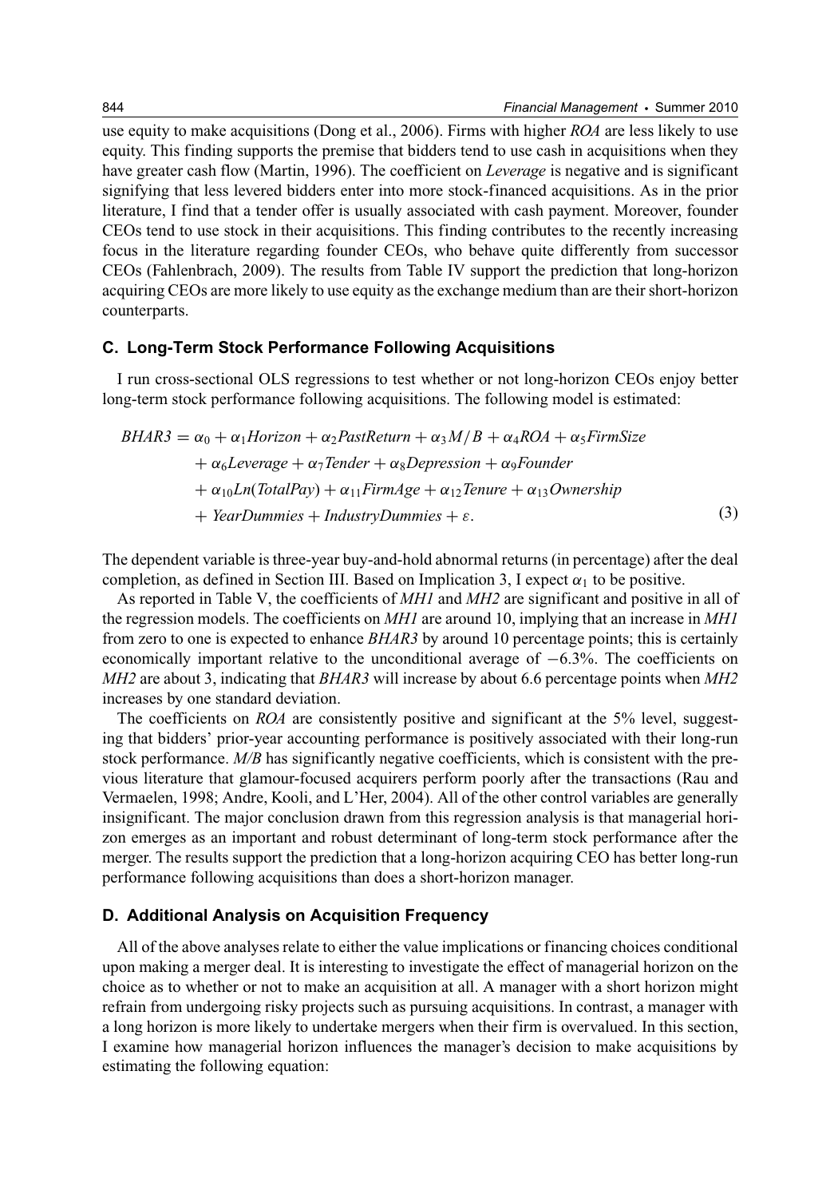use equity to make acquisitions (Dong et al., 2006). Firms with higher *ROA* are less likely to use equity. This finding supports the premise that bidders tend to use cash in acquisitions when they have greater cash flow (Martin, 1996). The coefficient on *Leverage* is negative and is significant signifying that less levered bidders enter into more stock-financed acquisitions. As in the prior literature, I find that a tender offer is usually associated with cash payment. Moreover, founder CEOs tend to use stock in their acquisitions. This finding contributes to the recently increasing focus in the literature regarding founder CEOs, who behave quite differently from successor CEOs (Fahlenbrach, 2009). The results from Table IV support the prediction that long-horizon acquiring CEOs are more likely to use equity as the exchange medium than are their short-horizon counterparts.

### C. Long-Term Stock Performance Following Acquisitions

I run cross-sectional OLS regressions to test whether or not long-horizon CEOs enjoy better long-term stock performance following acquisitions. The following model is estimated:

$$
\begin{aligned}
BHAR3 = {} & \alpha_0 + \alpha_1 Horizon + \alpha_2 PastReturn + \alpha_3 M/B + \alpha_4 ROA + \alpha_5 FirmSize \\
& + \alpha_6 Leverage + \alpha_7 Tender + \alpha_8 Depression + \alpha_9 Founder \\
& + \alpha_{10} Ln(TotalPay) + \alpha_{11} FirmAge + \alpha_{12} Tenure + \alpha_{13} Ownership \\
& + YearDummies + IndustryDummies + \varepsilon.
\end{aligned} \tag{3}
$$

The dependent variable is three-year buy-and-hold abnormal returns (in percentage) after the deal completion, as defined in Section III. Based on Implication 3, I expect $\alpha_1$ to be positive.

As reported in Table V, the coefficients of *MH1* and *MH2* are significant and positive in all of the regression models. The coefficients on *MH1* are around 10, implying that an increase in *MH1* from zero to one is expected to enhance *BHAR3* by around 10 percentage points; this is certainly economically important relative to the unconditional average of −6.3%. The coefficients on *MH2* are about 3, indicating that *BHAR3* will increase by about 6.6 percentage points when *MH2* increases by one standard deviation.

The coefficients on *ROA* are consistently positive and significant at the 5% level, suggesting that bidders' prior-year accounting performance is positively associated with their long-run stock performance. *M/B* has significantly negative coefficients, which is consistent with the previous literature that glamour-focused acquirers perform poorly after the transactions (Rau and Vermaelen, 1998; Andre, Kooli, and L'Her, 2004). All of the other control variables are generally insignificant. The major conclusion drawn from this regression analysis is that managerial horizon emerges as an important and robust determinant of long-term stock performance after the merger. The results support the prediction that a long-horizon acquiring CEO has better long-run performance following acquisitions than does a short-horizon manager.

### D. Additional Analysis on Acquisition Frequency

All of the above analyses relate to either the value implications or financing choices conditional upon making a merger deal. It is interesting to investigate the effect of managerial horizon on the choice as to whether or not to make an acquisition at all. A manager with a short horizon might refrain from undergoing risky projects such as pursuing acquisitions. In contrast, a manager with a long horizon is more likely to undertake mergers when their firm is overvalued. In this section, I examine how managerial horizon influences the manager's decision to make acquisitions by estimating the following equation: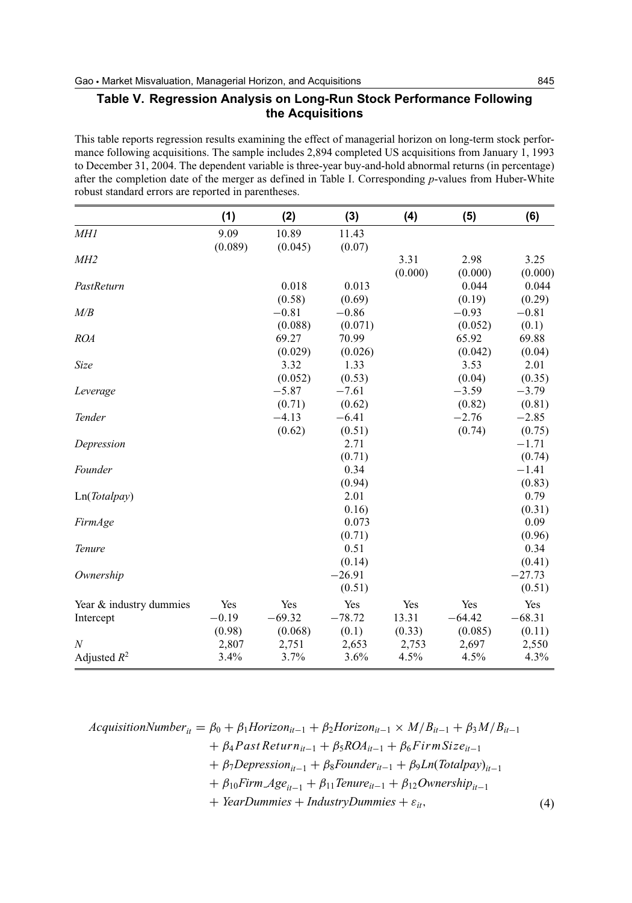## Table V. Regression Analysis on Long-Run Stock Performance Following the Acquisitions

This table reports regression results examining the effect of managerial horizon on long-term stock performance following acquisitions. The sample includes 2,894 completed US acquisitions from January 1, 1993 to December 31, 2004. The dependent variable is three-year buy-and-hold abnormal returns (in percentage) after the completion date of the merger as defined in Table I. Corresponding *p*-values from Huber-White robust standard errors are reported in parentheses.

| | (1) | (2) | (3) | (4) | (5) | (6) |
|---|---|---|---|---|---|---|
| *MH1* | 9.09 | 10.89 | 11.43 | | | |
| | (0.089) | (0.045) | (0.07) | | | |
| *MH2* | | | | 3.31 | 2.98 | 3.25 |
| | | | | (0.000) | (0.000) | (0.000) |
| *PastReturn* | | 0.018 | 0.013 | | 0.044 | 0.044 |
| | | (0.58) | (0.69) | | (0.19) | (0.29) |
| *M/B* | | −0.81 | −0.86 | | −0.93 | −0.81 |
| | | (0.088) | (0.071) | | (0.052) | (0.1) |
| *ROA* | | 69.27 | 70.99 | | 65.92 | 69.88 |
| | | (0.029) | (0.026) | | (0.042) | (0.04) |
| *Size* | | 3.32 | 1.33 | | 3.53 | 2.01 |
| | | (0.052) | (0.53) | | (0.04) | (0.35) |
| *Leverage* | | −5.87 | −7.61 | | −3.59 | −3.79 |
| | | (0.71) | (0.62) | | (0.82) | (0.81) |
| *Tender* | | −4.13 | −6.41 | | −2.76 | −2.85 |
| | | (0.62) | (0.51) | | (0.74) | (0.75) |
| *Depression* | | | 2.71 | | | −1.71 |
| | | | (0.71) | | | (0.74) |
| *Founder* | | | 0.34 | | | −1.41 |
| | | | (0.94) | | | (0.83) |
| Ln(*Totalpay*) | | | 2.01 | | | 0.79 |
| | | | 0.16) | | | (0.31) |
| *FirmAge* | | | 0.073 | | | 0.09 |
| | | | (0.71) | | | (0.96) |
| *Tenure* | | | 0.51 | | | 0.34 |
| | | | (0.14) | | | (0.41) |
| *Ownership* | | | −26.91 | | | −27.73 |
| | | | (0.51) | | | (0.51) |
| Year & industry dummies | Yes | Yes | Yes | Yes | Yes | Yes |
| Intercept | −0.19 | −69.32 | −78.72 | 13.31 | −64.42 | −68.31 |
| | (0.98) | (0.068) | (0.1) | (0.33) | (0.085) | (0.11) |
| *N* | 2,807 | 2,751 | 2,653 | 2,753 | 2,697 | 2,550 |
| Adjusted $R^2$ | 3.4% | 3.7% | 3.6% | 4.5% | 4.5% | 4.3% |

$$
\begin{aligned}
AcquisitionNumber_{it} = {} & \beta_0 + \beta_1 Horizon_{it-1} + \beta_2 Horizon_{it-1} \times M/B_{it-1} + \beta_3 M/B_{it-1} \\
& + \beta_4 PastReturn_{it-1} + \beta_5 ROA_{it-1} + \beta_6 FirmSize_{it-1} \\
& + \beta_7 Depression_{it-1} + \beta_8 Founder_{it-1} + \beta_9 Ln(Totalpay)_{it-1} \\
& + \beta_{10} Firm\_Age_{it-1} + \beta_{11} Tenure_{it-1} + \beta_{12} Ownership_{it-1} \\
& + YearDummies + IndustryDummies + \varepsilon_{it},
\end{aligned} \tag{4}
$$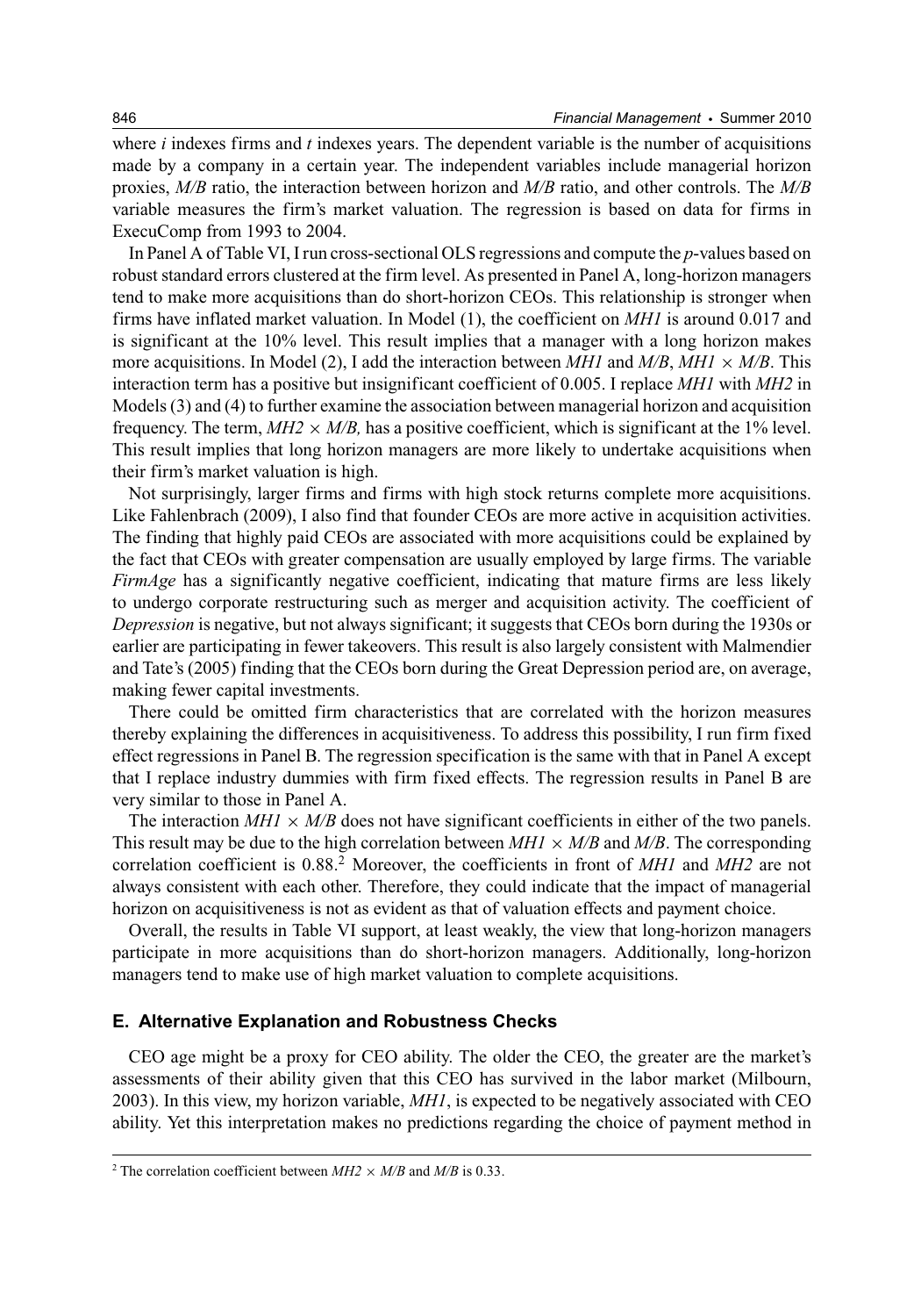where $i$ indexes firms and $t$ indexes years. The dependent variable is the number of acquisitions made by a company in a certain year. The independent variables include managerial horizon proxies, *M/B* ratio, the interaction between horizon and *M/B* ratio, and other controls. The *M/B* variable measures the firm's market valuation. The regression is based on data for firms in ExecuComp from 1993 to 2004.

In Panel A of Table VI, I run cross-sectional OLS regressions and compute the $p$-values based on robust standard errors clustered at the firm level. As presented in Panel A, long-horizon managers tend to make more acquisitions than do short-horizon CEOs. This relationship is stronger when firms have inflated market valuation. In Model (1), the coefficient on *MH1* is around 0.017 and is significant at the 10% level. This result implies that a manager with a long horizon makes more acquisitions. In Model (2), I add the interaction between *MH1* and *M/B*, *MH1* $\times$ *M/B*. This interaction term has a positive but insignificant coefficient of 0.005. I replace *MH1* with *MH2* in Models (3) and (4) to further examine the association between managerial horizon and acquisition frequency. The term, *MH2* $\times$ *M/B,* has a positive coefficient, which is significant at the 1% level. This result implies that long horizon managers are more likely to undertake acquisitions when their firm's market valuation is high.

Not surprisingly, larger firms and firms with high stock returns complete more acquisitions. Like Fahlenbrach (2009), I also find that founder CEOs are more active in acquisition activities. The finding that highly paid CEOs are associated with more acquisitions could be explained by the fact that CEOs with greater compensation are usually employed by large firms. The variable *FirmAge* has a significantly negative coefficient, indicating that mature firms are less likely to undergo corporate restructuring such as merger and acquisition activity. The coefficient of *Depression* is negative, but not always significant; it suggests that CEOs born during the 1930s or earlier are participating in fewer takeovers. This result is also largely consistent with Malmendier and Tate's (2005) finding that the CEOs born during the Great Depression period are, on average, making fewer capital investments.

There could be omitted firm characteristics that are correlated with the horizon measures thereby explaining the differences in acquisitiveness. To address this possibility, I run firm fixed effect regressions in Panel B. The regression specification is the same with that in Panel A except that I replace industry dummies with firm fixed effects. The regression results in Panel B are very similar to those in Panel A.

The interaction *MH1* $\times$ *M/B* does not have significant coefficients in either of the two panels. This result may be due to the high correlation between *MH1* $\times$ *M/B* and *M/B*. The corresponding correlation coefficient is 0.88.[2] Moreover, the coefficients in front of *MH1* and *MH2* are not always consistent with each other. Therefore, they could indicate that the impact of managerial horizon on acquisitiveness is not as evident as that of valuation effects and payment choice.

Overall, the results in Table VI support, at least weakly, the view that long-horizon managers participate in more acquisitions than do short-horizon managers. Additionally, long-horizon managers tend to make use of high market valuation to complete acquisitions.

### E. Alternative Explanation and Robustness Checks

CEO age might be a proxy for CEO ability. The older the CEO, the greater are the market's assessments of their ability given that this CEO has survived in the labor market (Milbourn, 2003). In this view, my horizon variable, *MH1*, is expected to be negatively associated with CEO ability. Yet this interpretation makes no predictions regarding the choice of payment method in

[2] The correlation coefficient between *MH2* $\times$ *M/B* and *M/B* is 0.33.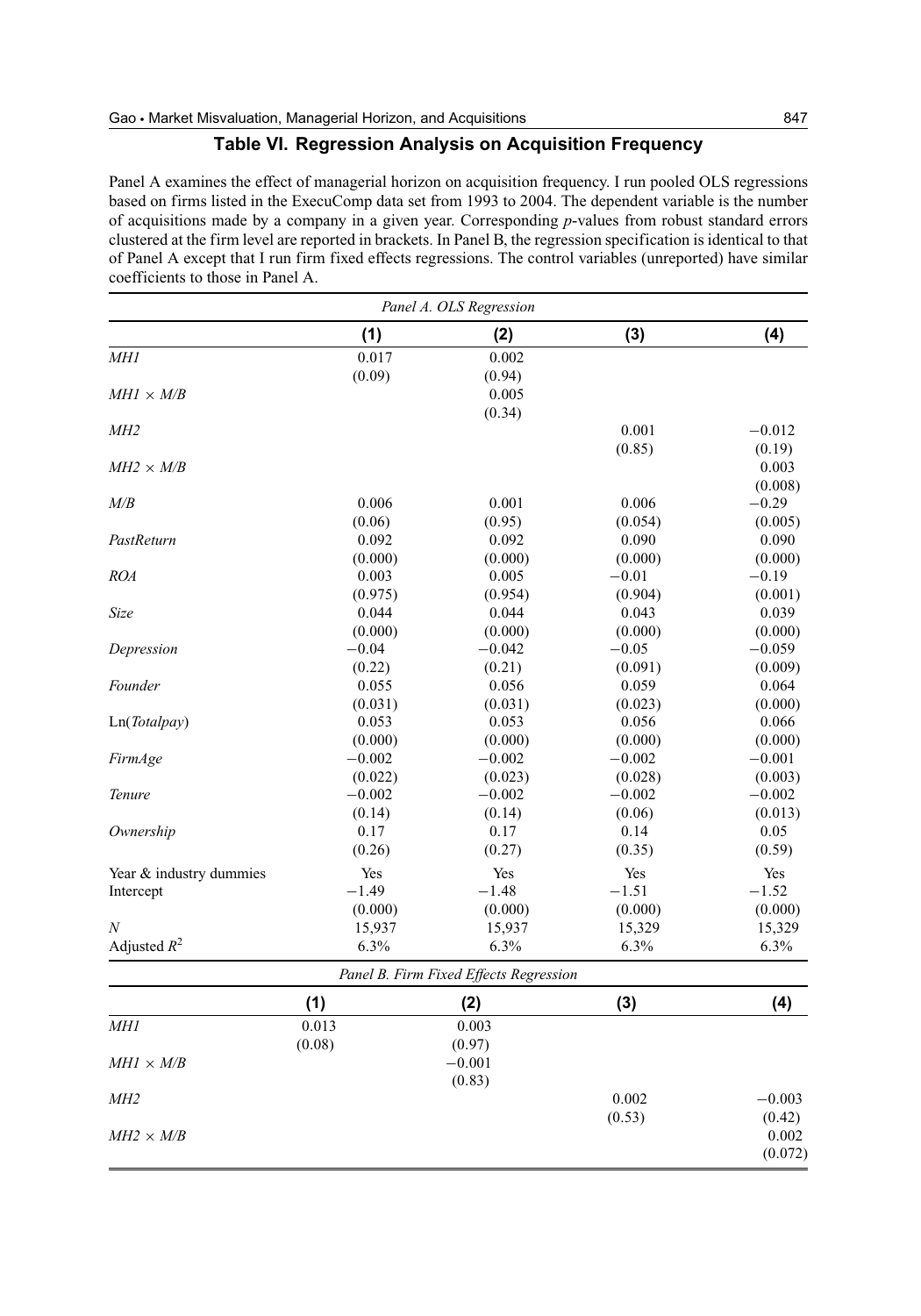## Table VI. Regression Analysis on Acquisition Frequency

Panel A examines the effect of managerial horizon on acquisition frequency. I run pooled OLS regressions based on firms listed in the ExecuComp data set from 1993 to 2004. The dependent variable is the number of acquisitions made by a company in a given year. Corresponding *p*-values from robust standard errors clustered at the firm level are reported in brackets. In Panel B, the regression specification is identical to that of Panel A except that I run firm fixed effects regressions. The control variables (unreported) have similar coefficients to those in Panel A.

| *Panel A. OLS Regression* | | | | |
|---|---|---|---|---|
| | (1) | (2) | (3) | (4) |
| *MH1* | 0.017 | 0.002 | | |
| | (0.09) | (0.94) | | |
| *MH1* × *M/B* | | 0.005 | | |
| | | (0.34) | | |
| *MH2* | | | 0.001 | −0.012 |
| | | | (0.85) | (0.19) |
| *MH2* × *M/B* | | | | 0.003 |
| | | | | (0.008) |
| *M/B* | 0.006 | 0.001 | 0.006 | −0.29 |
| | (0.06) | (0.95) | (0.054) | (0.005) |
| *PastReturn* | 0.092 | 0.092 | 0.090 | 0.090 |
| | (0.000) | (0.000) | (0.000) | (0.000) |
| *ROA* | 0.003 | 0.005 | −0.01 | −0.19 |
| | (0.975) | (0.954) | (0.904) | (0.001) |
| *Size* | 0.044 | 0.044 | 0.043 | 0.039 |
| | (0.000) | (0.000) | (0.000) | (0.000) |
| *Depression* | −0.04 | −0.042 | −0.05 | −0.059 |
| | (0.22) | (0.21) | (0.091) | (0.009) |
| *Founder* | 0.055 | 0.056 | 0.059 | 0.064 |
| | (0.031) | (0.031) | (0.023) | (0.000) |
| Ln(*Totalpay*) | 0.053 | 0.053 | 0.056 | 0.066 |
| | (0.000) | (0.000) | (0.000) | (0.000) |
| *FirmAge* | −0.002 | −0.002 | −0.002 | −0.001 |
| | (0.022) | (0.023) | (0.028) | (0.003) |
| *Tenure* | −0.002 | −0.002 | −0.002 | −0.002 |
| | (0.14) | (0.14) | (0.06) | (0.013) |
| *Ownership* | 0.17 | 0.17 | 0.14 | 0.05 |
| | (0.26) | (0.27) | (0.35) | (0.59) |
| Year & industry dummies | Yes | Yes | Yes | Yes |
| Intercept | −1.49 | −1.48 | −1.51 | −1.52 |
| | (0.000) | (0.000) | (0.000) | (0.000) |
| *N* | 15,937 | 15,937 | 15,329 | 15,329 |
| Adjusted $R^2$ | 6.3% | 6.3% | 6.3% | 6.3% |

| *Panel B. Firm Fixed Effects Regression* | | | | |
|---|---|---|---|---|
| | (1) | (2) | (3) | (4) |
| *MH1* | 0.013 | 0.003 | | |
| | (0.08) | (0.97) | | |
| *MH1* × *M/B* | | −0.001 | | |
| | | (0.83) | | |
| *MH2* | | | 0.002 | −0.003 |
| | | | (0.53) | (0.42) |
| *MH2* × *M/B* | | | | 0.002 |
| | | | | (0.072) |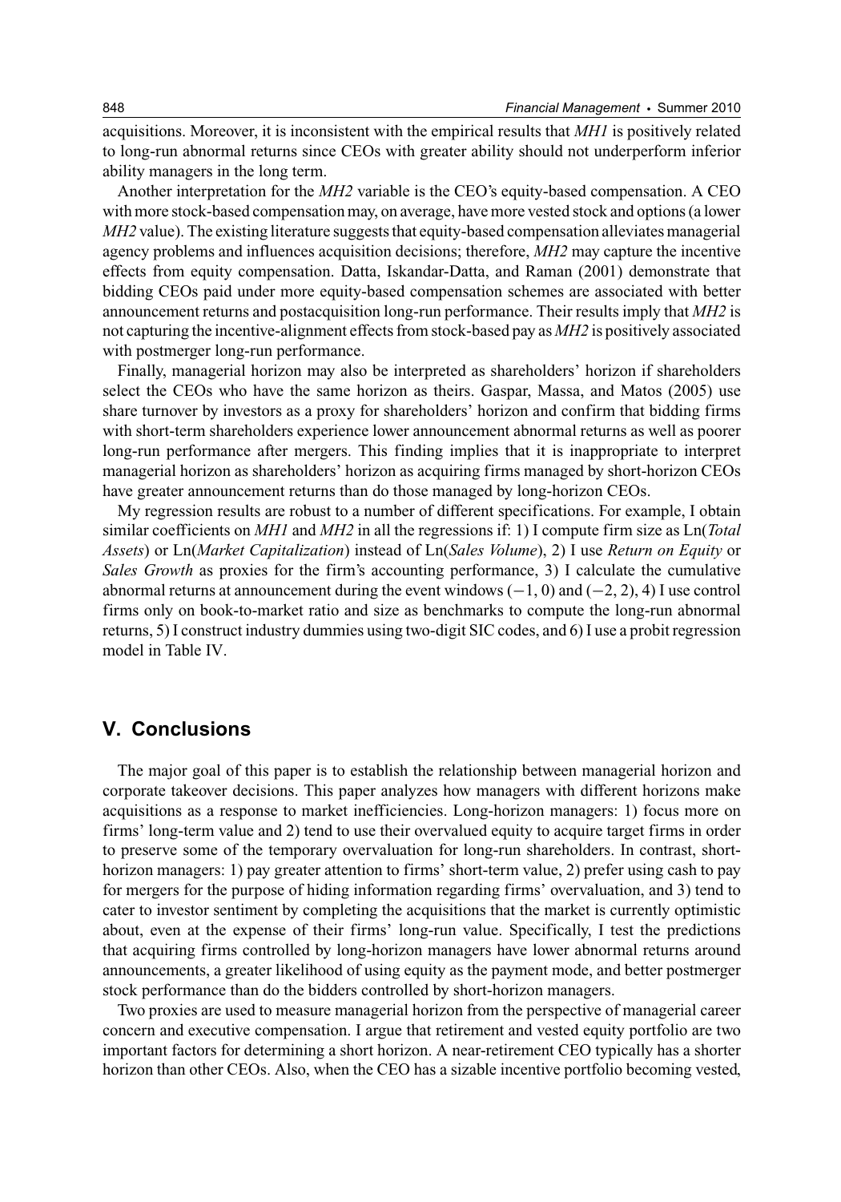acquisitions. Moreover, it is inconsistent with the empirical results that *MH1* is positively related to long-run abnormal returns since CEOs with greater ability should not underperform inferior ability managers in the long term.

Another interpretation for the *MH2* variable is the CEO's equity-based compensation. A CEO with more stock-based compensation may, on average, have more vested stock and options (a lower *MH2* value). The existing literature suggests that equity-based compensation alleviates managerial agency problems and influences acquisition decisions; therefore, *MH2* may capture the incentive effects from equity compensation. Datta, Iskandar-Datta, and Raman (2001) demonstrate that bidding CEOs paid under more equity-based compensation schemes are associated with better announcement returns and postacquisition long-run performance. Their results imply that *MH2* is not capturing the incentive-alignment effects from stock-based pay as *MH2* is positively associated with postmerger long-run performance.

Finally, managerial horizon may also be interpreted as shareholders' horizon if shareholders select the CEOs who have the same horizon as theirs. Gaspar, Massa, and Matos (2005) use share turnover by investors as a proxy for shareholders' horizon and confirm that bidding firms with short-term shareholders experience lower announcement abnormal returns as well as poorer long-run performance after mergers. This finding implies that it is inappropriate to interpret managerial horizon as shareholders' horizon as acquiring firms managed by short-horizon CEOs have greater announcement returns than do those managed by long-horizon CEOs.

My regression results are robust to a number of different specifications. For example, I obtain similar coefficients on *MH1* and *MH2* in all the regressions if: 1) I compute firm size as Ln(*Total Assets*) or Ln(*Market Capitalization*) instead of Ln(*Sales Volume*), 2) I use *Return on Equity* or *Sales Growth* as proxies for the firm's accounting performance, 3) I calculate the cumulative abnormal returns at announcement during the event windows $(-1, 0)$ and $(-2, 2)$, 4) I use control firms only on book-to-market ratio and size as benchmarks to compute the long-run abnormal returns, 5) I construct industry dummies using two-digit SIC codes, and 6) I use a probit regression model in Table IV.

## V. Conclusions

The major goal of this paper is to establish the relationship between managerial horizon and corporate takeover decisions. This paper analyzes how managers with different horizons make acquisitions as a response to market inefficiencies. Long-horizon managers: 1) focus more on firms' long-term value and 2) tend to use their overvalued equity to acquire target firms in order to preserve some of the temporary overvaluation for long-run shareholders. In contrast, short-horizon managers: 1) pay greater attention to firms' short-term value, 2) prefer using cash to pay for mergers for the purpose of hiding information regarding firms' overvaluation, and 3) tend to cater to investor sentiment by completing the acquisitions that the market is currently optimistic about, even at the expense of their firms' long-run value. Specifically, I test the predictions that acquiring firms controlled by long-horizon managers have lower abnormal returns around announcements, a greater likelihood of using equity as the payment mode, and better postmerger stock performance than do the bidders controlled by short-horizon managers.

Two proxies are used to measure managerial horizon from the perspective of managerial career concern and executive compensation. I argue that retirement and vested equity portfolio are two important factors for determining a short horizon. A near-retirement CEO typically has a shorter horizon than other CEOs. Also, when the CEO has a sizable incentive portfolio becoming vested,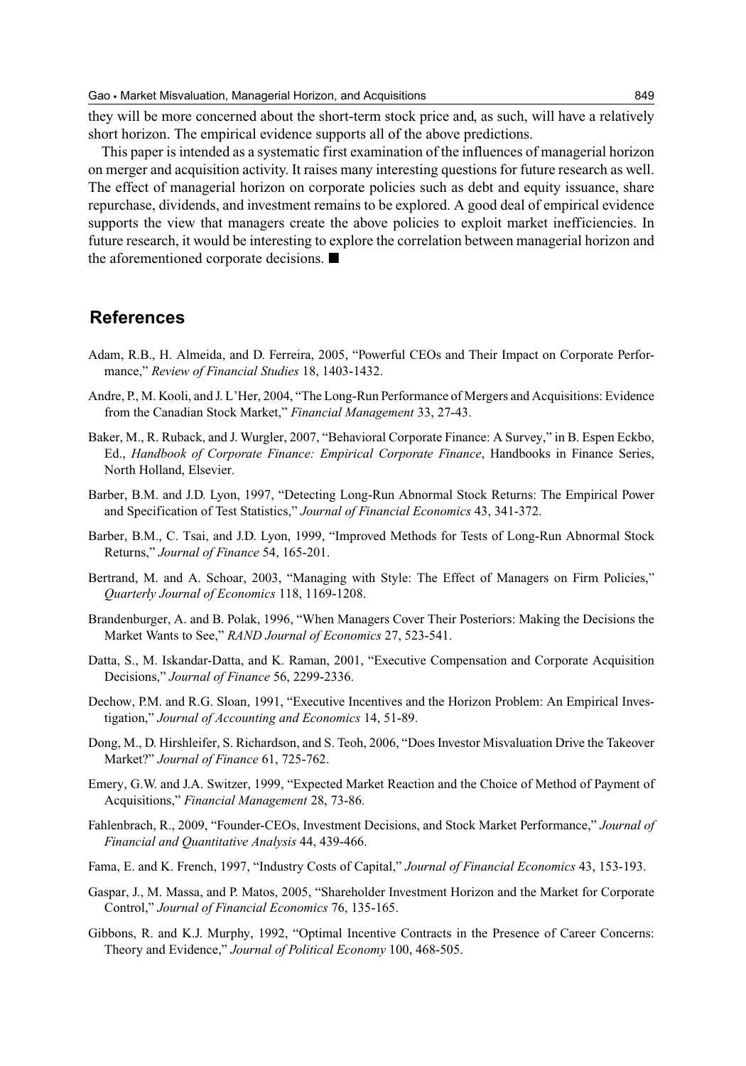they will be more concerned about the short-term stock price and, as such, will have a relatively short horizon. The empirical evidence supports all of the above predictions.

This paper is intended as a systematic first examination of the influences of managerial horizon on merger and acquisition activity. It raises many interesting questions for future research as well. The effect of managerial horizon on corporate policies such as debt and equity issuance, share repurchase, dividends, and investment remains to be explored. A good deal of empirical evidence supports the view that managers create the above policies to exploit market inefficiencies. In future research, it would be interesting to explore the correlation between managerial horizon and the aforementioned corporate decisions. ■

## References

Adam, R.B., H. Almeida, and D. Ferreira, 2005, "Powerful CEOs and Their Impact on Corporate Performance," *Review of Financial Studies* 18, 1403-1432.

Andre, P., M. Kooli, and J. L'Her, 2004, "The Long-Run Performance of Mergers and Acquisitions: Evidence from the Canadian Stock Market," *Financial Management* 33, 27-43.

Baker, M., R. Ruback, and J. Wurgler, 2007, "Behavioral Corporate Finance: A Survey," in B. Espen Eckbo, Ed., *Handbook of Corporate Finance: Empirical Corporate Finance*, Handbooks in Finance Series, North Holland, Elsevier.

Barber, B.M. and J.D. Lyon, 1997, "Detecting Long-Run Abnormal Stock Returns: The Empirical Power and Specification of Test Statistics," *Journal of Financial Economics* 43, 341-372.

Barber, B.M., C. Tsai, and J.D. Lyon, 1999, "Improved Methods for Tests of Long-Run Abnormal Stock Returns," *Journal of Finance* 54, 165-201.

Bertrand, M. and A. Schoar, 2003, "Managing with Style: The Effect of Managers on Firm Policies," *Quarterly Journal of Economics* 118, 1169-1208.

Brandenburger, A. and B. Polak, 1996, "When Managers Cover Their Posteriors: Making the Decisions the Market Wants to See," *RAND Journal of Economics* 27, 523-541.

Datta, S., M. Iskandar-Datta, and K. Raman, 2001, "Executive Compensation and Corporate Acquisition Decisions," *Journal of Finance* 56, 2299-2336.

Dechow, P.M. and R.G. Sloan, 1991, "Executive Incentives and the Horizon Problem: An Empirical Investigation," *Journal of Accounting and Economics* 14, 51-89.

Dong, M., D. Hirshleifer, S. Richardson, and S. Teoh, 2006, "Does Investor Misvaluation Drive the Takeover Market?" *Journal of Finance* 61, 725-762.

Emery, G.W. and J.A. Switzer, 1999, "Expected Market Reaction and the Choice of Method of Payment of Acquisitions," *Financial Management* 28, 73-86.

Fahlenbrach, R., 2009, "Founder-CEOs, Investment Decisions, and Stock Market Performance," *Journal of Financial and Quantitative Analysis* 44, 439-466.

Fama, E. and K. French, 1997, "Industry Costs of Capital," *Journal of Financial Economics* 43, 153-193.

Gaspar, J., M. Massa, and P. Matos, 2005, "Shareholder Investment Horizon and the Market for Corporate Control," *Journal of Financial Economics* 76, 135-165.

Gibbons, R. and K.J. Murphy, 1992, "Optimal Incentive Contracts in the Presence of Career Concerns: Theory and Evidence," *Journal of Political Economy* 100, 468-505.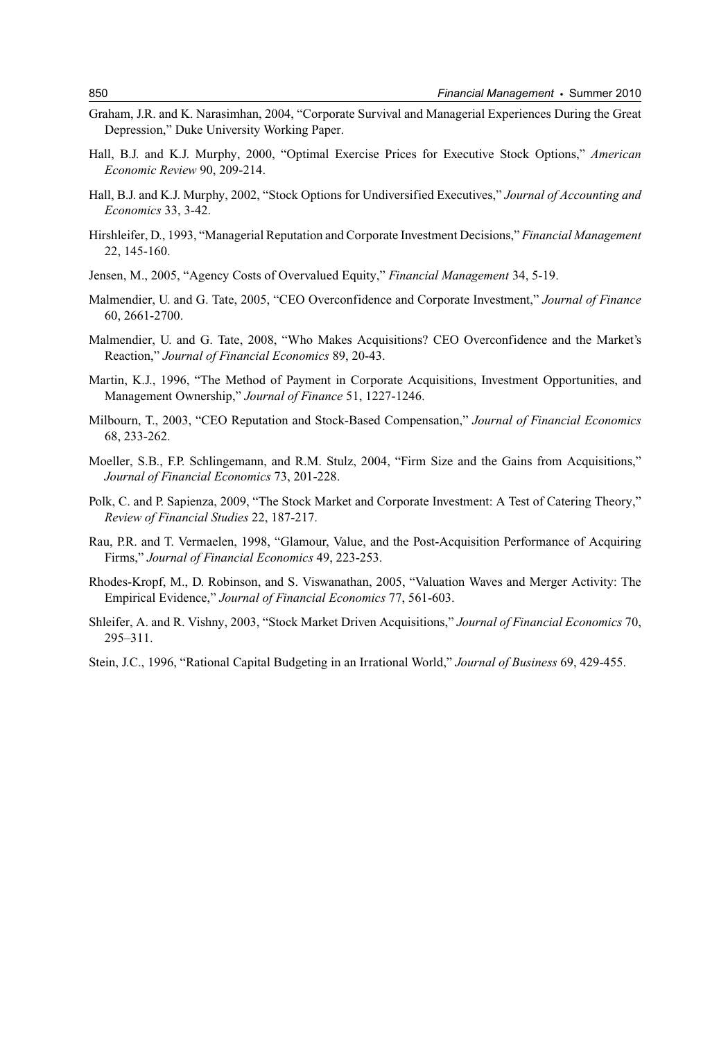Graham, J.R. and K. Narasimhan, 2004, "Corporate Survival and Managerial Experiences During the Great Depression," Duke University Working Paper.

Hall, B.J. and K.J. Murphy, 2000, "Optimal Exercise Prices for Executive Stock Options," *American Economic Review* 90, 209-214.

Hall, B.J. and K.J. Murphy, 2002, "Stock Options for Undiversified Executives," *Journal of Accounting and Economics* 33, 3-42.

Hirshleifer, D., 1993, "Managerial Reputation and Corporate Investment Decisions," *Financial Management* 22, 145-160.

Jensen, M., 2005, "Agency Costs of Overvalued Equity," *Financial Management* 34, 5-19.

Malmendier, U. and G. Tate, 2005, "CEO Overconfidence and Corporate Investment," *Journal of Finance* 60, 2661-2700.

Malmendier, U. and G. Tate, 2008, "Who Makes Acquisitions? CEO Overconfidence and the Market's Reaction," *Journal of Financial Economics* 89, 20-43.

Martin, K.J., 1996, "The Method of Payment in Corporate Acquisitions, Investment Opportunities, and Management Ownership," *Journal of Finance* 51, 1227-1246.

Milbourn, T., 2003, "CEO Reputation and Stock-Based Compensation," *Journal of Financial Economics* 68, 233-262.

Moeller, S.B., F.P. Schlingemann, and R.M. Stulz, 2004, "Firm Size and the Gains from Acquisitions," *Journal of Financial Economics* 73, 201-228.

Polk, C. and P. Sapienza, 2009, "The Stock Market and Corporate Investment: A Test of Catering Theory," *Review of Financial Studies* 22, 187-217.

Rau, P.R. and T. Vermaelen, 1998, "Glamour, Value, and the Post-Acquisition Performance of Acquiring Firms," *Journal of Financial Economics* 49, 223-253.

Rhodes-Kropf, M., D. Robinson, and S. Viswanathan, 2005, "Valuation Waves and Merger Activity: The Empirical Evidence," *Journal of Financial Economics* 77, 561-603.

Shleifer, A. and R. Vishny, 2003, "Stock Market Driven Acquisitions," *Journal of Financial Economics* 70, 295–311.

Stein, J.C., 1996, "Rational Capital Budgeting in an Irrational World," *Journal of Business* 69, 429-455.